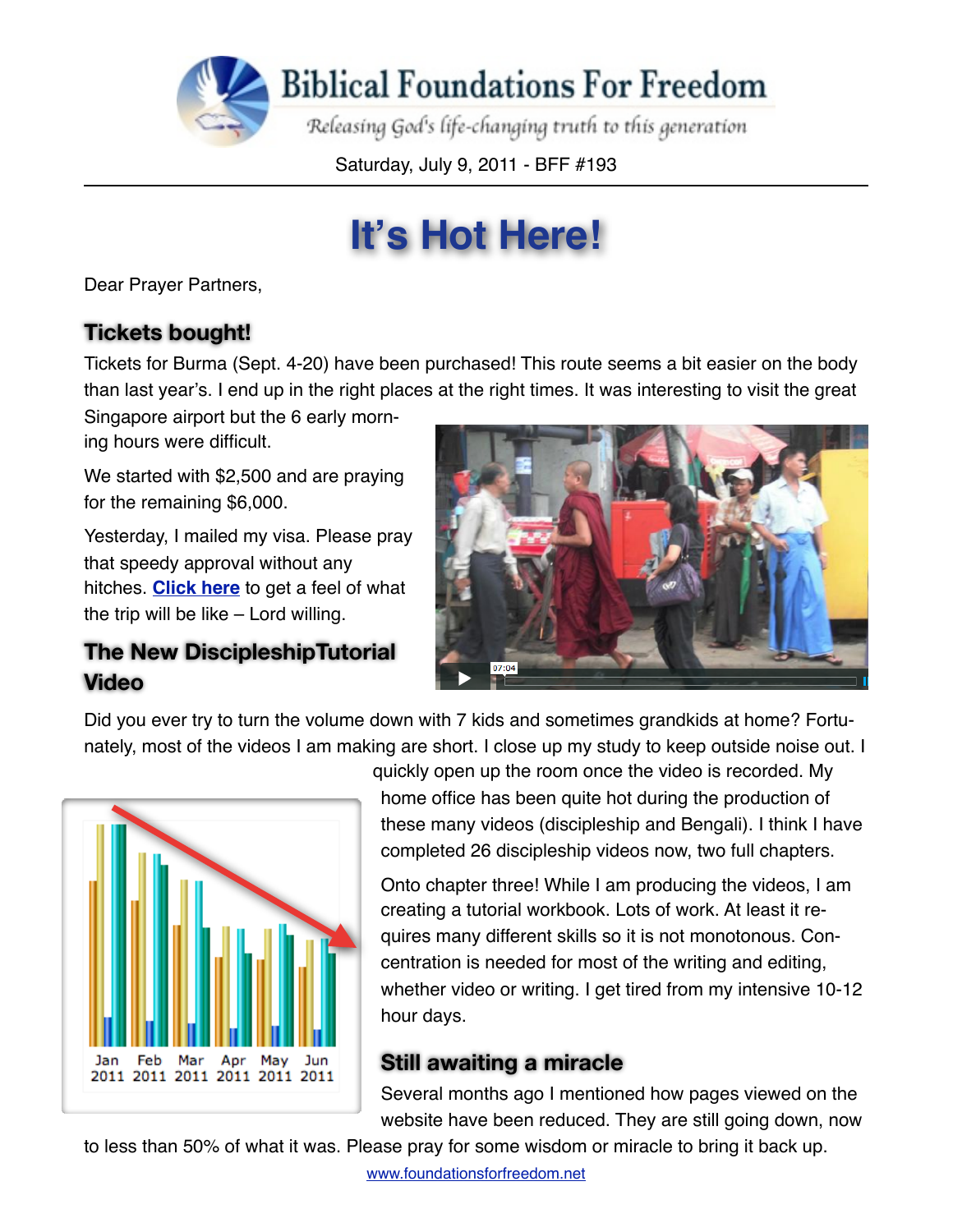# Biblical Foundations For Freedom

*Releasing God's life-changing truth to this generation*

Saturday, July 9, 2011 - BFF #193

# It's Hot Here!

Dear Prayer Partners,

## Tickets bought!

Tickets for Burma (Sept. 4-20) have been purchased! This route seems a bit easier on the body than last year's. I end up in the right places at the right times. It was interesting to visit the great Singapore airport but the 6 early morning hours were difficult.

We started with $2,500 and are praying for the remaining $6,000.

Yesterday, I mailed my visa. Please pray that speedy approval without any hitches. **Click here** to get a feel of what the trip will be like – Lord willing.

## The New DiscipleshipTutorial Video

Did you ever try to turn the volume down with 7 kids and sometimes grandkids at home? Fortunately, most of the videos I am making are short. I close up my study to keep outside noise out. I quickly open up the room once the video is recorded. My home office has been quite hot during the production of these many videos (discipleship and Bengali). I think I have completed 26 discipleship videos now, two full chapters.

Onto chapter three! While I am producing the videos, I am creating a tutorial workbook. Lots of work. At least it requires many different skills so it is not monotonous. Concentration is needed for most of the writing and editing, whether video or writing. I get tired from my intensive 10-12 hour days.

## Still awaiting a miracle

Several months ago I mentioned how pages viewed on the website have been reduced. They are still going down, now to less than 50% of what it was. Please pray for some wisdom or miracle to bring it back up.

www.foundationsforfreedom.net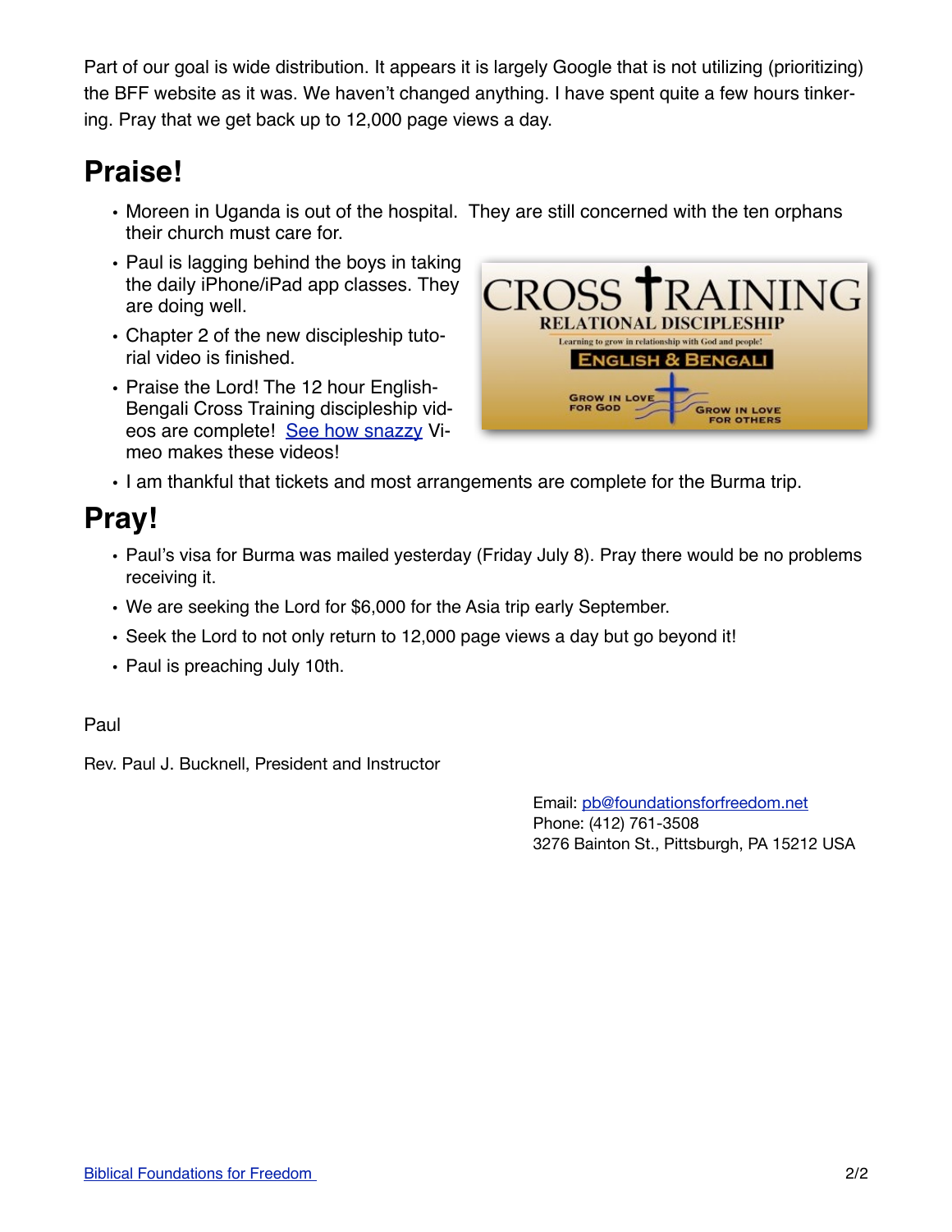Part of our goal is wide distribution. It appears it is largely Google that is not utilizing (prioritizing) the BFF website as it was. We haven't changed anything. I have spent quite a few hours tinkering. Pray that we get back up to 12,000 page views a day.

## Praise!

- Moreen in Uganda is out of the hospital. They are still concerned with the ten orphans their church must care for.
- Paul is lagging behind the boys in taking the daily iPhone/iPad app classes. They are doing well.
- Chapter 2 of the new discipleship tutorial video is finished.
- Praise the Lord! The 12 hour English-Bengali Cross Training discipleship videos are complete! See how snazzy Vimeo makes these videos!
- I am thankful that tickets and most arrangements are complete for the Burma trip.

## Pray!

- Paul's visa for Burma was mailed yesterday (Friday July 8). Pray there would be no problems receiving it.
- We are seeking the Lord for $6,000 for the Asia trip early September.
- Seek the Lord to not only return to 12,000 page views a day but go beyond it!
- Paul is preaching July 10th.

Paul

Rev. Paul J. Bucknell, President and Instructor

Email: pb@foundationsforfreedom.net
Phone: (412) 761-3508
3276 Bainton St., Pittsburgh, PA 15212 USA

Biblical Foundations for Freedom